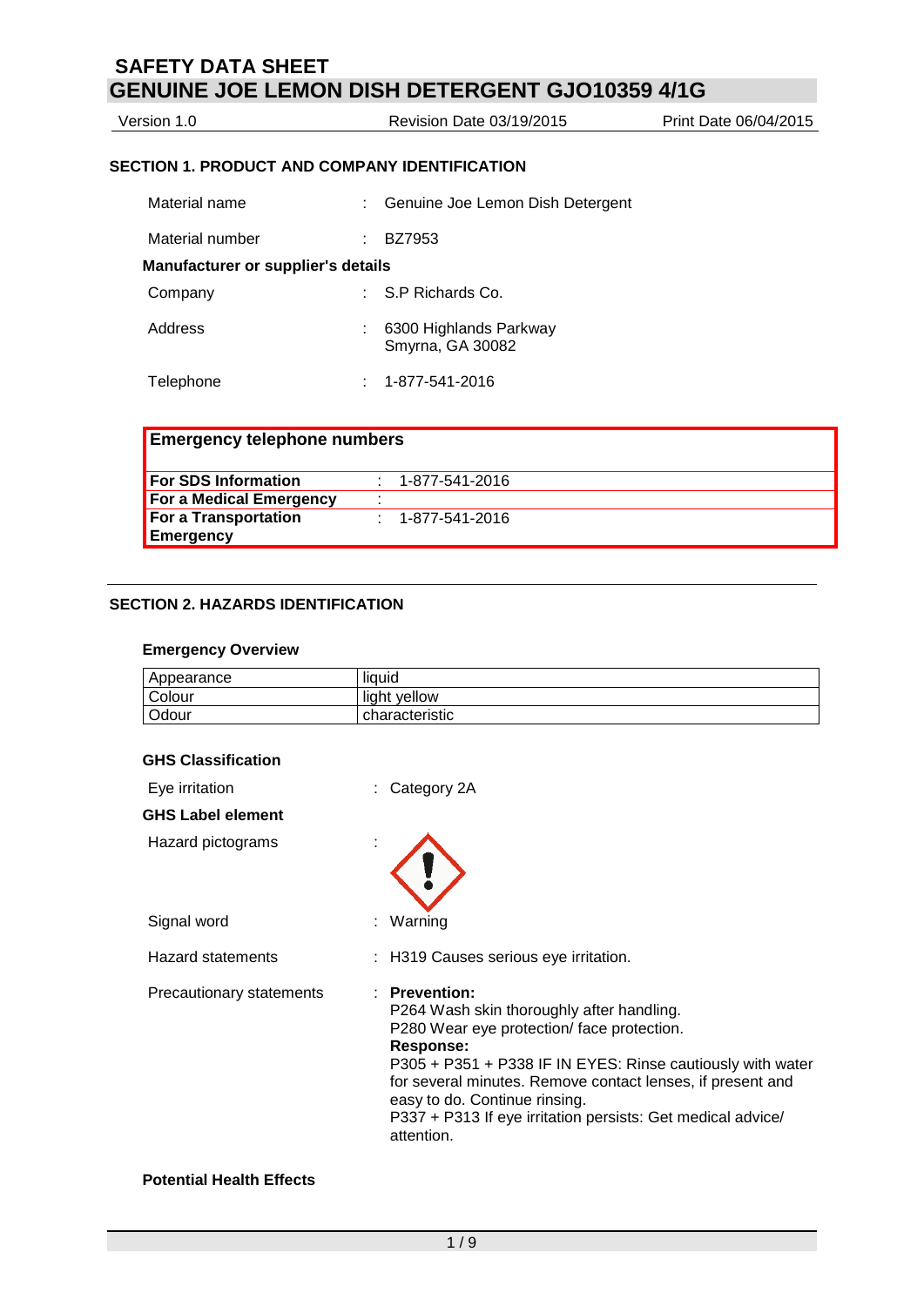# SAFETY DATA SHEET
# GENUINE JOE LEMON DISH DETERGENT GJO10359 4/1G

Version 1.0 | Revision Date 03/19/2015 | Print Date 06/04/2015

## SECTION 1. PRODUCT AND COMPANY IDENTIFICATION

Material name : Genuine Joe Lemon Dish Detergent

Material number : BZ7953

**Manufacturer or supplier's details**

Company : S.P Richards Co.

Address : 6300 Highlands Parkway
Smyrna, GA 30082

Telephone : 1-877-541-2016

| **Emergency telephone numbers** | |
|---|---|
| **For SDS Information** | : 1-877-541-2016 |
| **For a Medical Emergency** | : |
| **For a Transportation Emergency** | : 1-877-541-2016 |

## SECTION 2. HAZARDS IDENTIFICATION

### Emergency Overview

| Appearance | liquid |
|---|---|
| Colour | light yellow |
| Odour | characteristic |

**GHS Classification**

Eye irritation : Category 2A

**GHS Label element**

Hazard pictograms :

Signal word : Warning

Hazard statements : H319 Causes serious eye irritation.

Precautionary statements : **Prevention:**
P264 Wash skin thoroughly after handling.
P280 Wear eye protection/ face protection.
**Response:**
P305 + P351 + P338 IF IN EYES: Rinse cautiously with water for several minutes. Remove contact lenses, if present and easy to do. Continue rinsing.
P337 + P313 If eye irritation persists: Get medical advice/ attention.

**Potential Health Effects**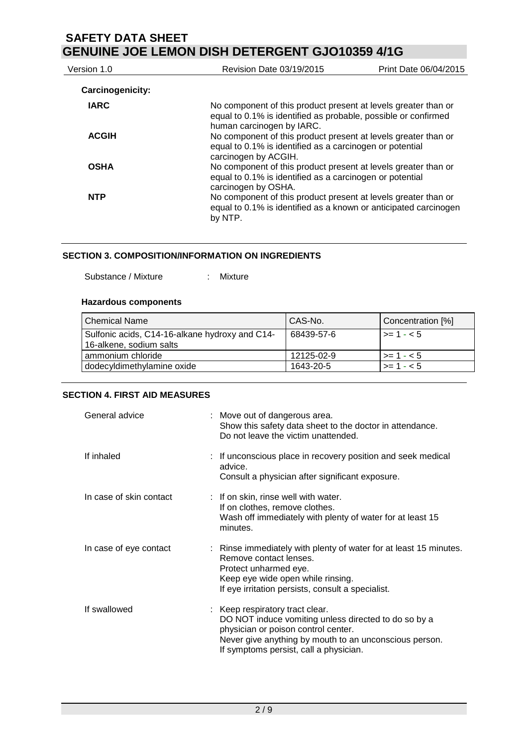**Carcinogenicity:**

| | |
|---|---|
| **IARC** | No component of this product present at levels greater than or equal to 0.1% is identified as probable, possible or confirmed human carcinogen by IARC. |
| **ACGIH** | No component of this product present at levels greater than or equal to 0.1% is identified as a carcinogen or potential carcinogen by ACGIH. |
| **OSHA** | No component of this product present at levels greater than or equal to 0.1% is identified as a carcinogen or potential carcinogen by OSHA. |
| **NTP** | No component of this product present at levels greater than or equal to 0.1% is identified as a known or anticipated carcinogen by NTP. |

## SECTION 3. COMPOSITION/INFORMATION ON INGREDIENTS

Substance / Mixture : Mixture

**Hazardous components**

| Chemical Name | CAS-No. | Concentration [%] |
|---|---|---|
| Sulfonic acids, C14-16-alkane hydroxy and C14-16-alkene, sodium salts | 68439-57-6 | >= 1 - < 5 |
| ammonium chloride | 12125-02-9 | >= 1 - < 5 |
| dodecyldimethylamine oxide | 1643-20-5 | >= 1 - < 5 |

## SECTION 4. FIRST AID MEASURES

| | |
|---|---|
| General advice | : Move out of dangerous area.<br>Show this safety data sheet to the doctor in attendance.<br>Do not leave the victim unattended. |
| If inhaled | : If unconscious place in recovery position and seek medical advice.<br>Consult a physician after significant exposure. |
| In case of skin contact | : If on skin, rinse well with water.<br>If on clothes, remove clothes.<br>Wash off immediately with plenty of water for at least 15 minutes. |
| In case of eye contact | : Rinse immediately with plenty of water for at least 15 minutes.<br>Remove contact lenses.<br>Protect unharmed eye.<br>Keep eye wide open while rinsing.<br>If eye irritation persists, consult a specialist. |
| If swallowed | : Keep respiratory tract clear.<br>DO NOT induce vomiting unless directed to do so by a physician or poison control center.<br>Never give anything by mouth to an unconscious person.<br>If symptoms persist, call a physician. |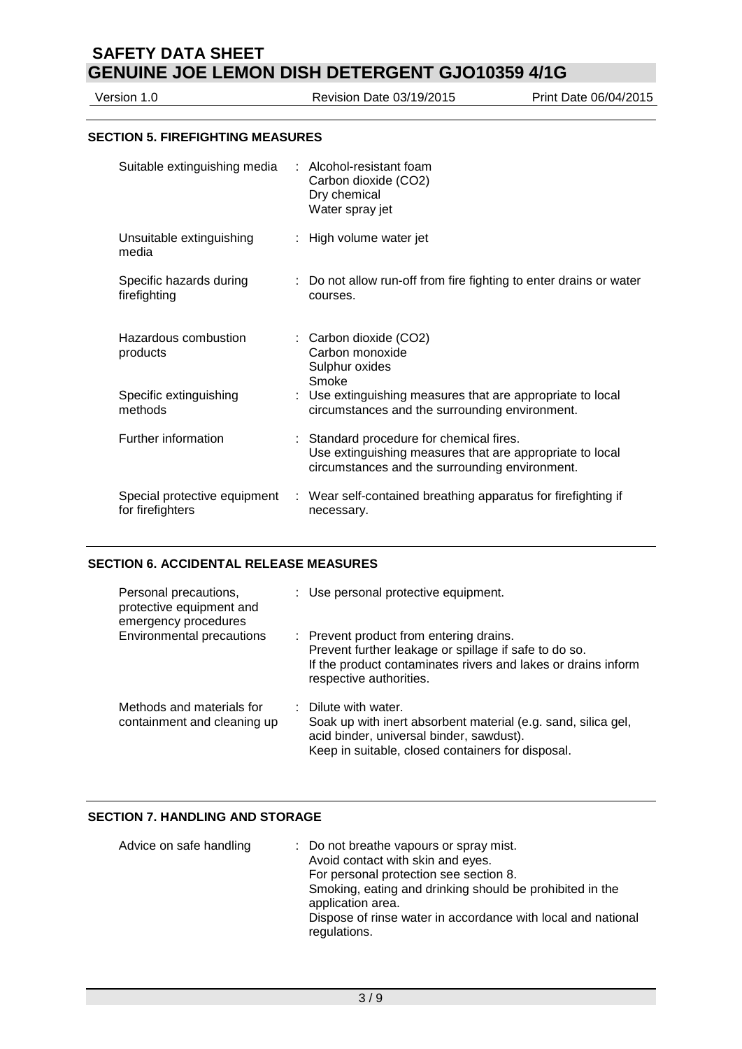## SECTION 5. FIREFIGHTING MEASURES

| | |
|---|---|
| Suitable extinguishing media | : Alcohol-resistant foam<br>Carbon dioxide ($CO_2$)<br>Dry chemical<br>Water spray jet |
| Unsuitable extinguishing media | : High volume water jet |
| Specific hazards during firefighting | : Do not allow run-off from fire fighting to enter drains or water courses. |
| Hazardous combustion products | : Carbon dioxide ($CO_2$)<br>Carbon monoxide<br>Sulphur oxides<br>Smoke |
| Specific extinguishing methods | : Use extinguishing measures that are appropriate to local circumstances and the surrounding environment. |
| Further information | : Standard procedure for chemical fires.<br>Use extinguishing measures that are appropriate to local circumstances and the surrounding environment. |
| Special protective equipment for firefighters | : Wear self-contained breathing apparatus for firefighting if necessary. |

## SECTION 6. ACCIDENTAL RELEASE MEASURES

| | |
|---|---|
| Personal precautions, protective equipment and emergency procedures | : Use personal protective equipment. |
| Environmental precautions | : Prevent product from entering drains.<br>Prevent further leakage or spillage if safe to do so.<br>If the product contaminates rivers and lakes or drains inform respective authorities. |
| Methods and materials for containment and cleaning up | : Dilute with water.<br>Soak up with inert absorbent material (e.g. sand, silica gel, acid binder, universal binder, sawdust).<br>Keep in suitable, closed containers for disposal. |

## SECTION 7. HANDLING AND STORAGE

| | |
|---|---|
| Advice on safe handling | : Do not breathe vapours or spray mist.<br>Avoid contact with skin and eyes.<br>For personal protection see section 8.<br>Smoking, eating and drinking should be prohibited in the application area.<br>Dispose of rinse water in accordance with local and national regulations. |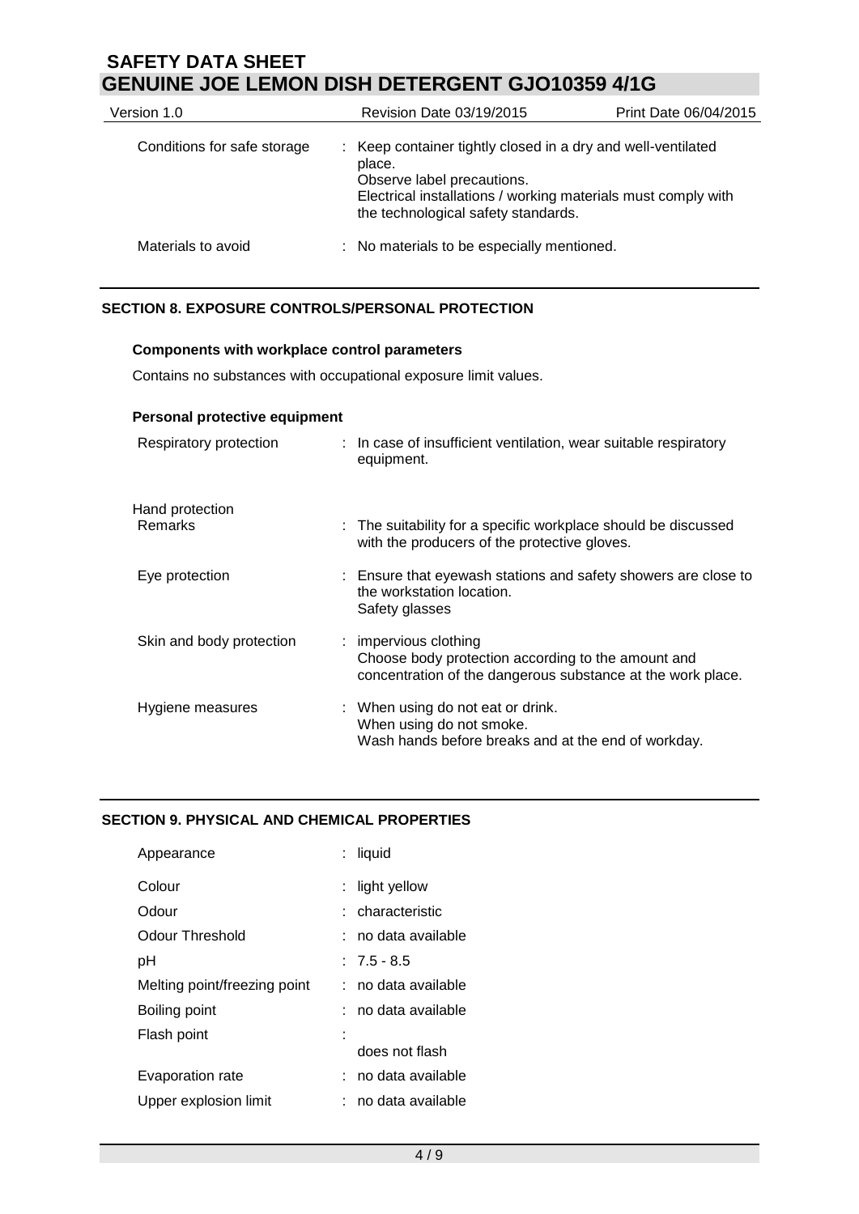| | | |
|---|---|---|
| Conditions for safe storage | : | Keep container tightly closed in a dry and well-ventilated place.<br>Observe label precautions.<br>Electrical installations / working materials must comply with the technological safety standards. |
| Materials to avoid | : | No materials to be especially mentioned. |

## SECTION 8. EXPOSURE CONTROLS/PERSONAL PROTECTION

### Components with workplace control parameters

Contains no substances with occupational exposure limit values.

### Personal protective equipment

| | | |
|---|---|---|
| Respiratory protection | : | In case of insufficient ventilation, wear suitable respiratory equipment. |
| Hand protection<br>Remarks | : | The suitability for a specific workplace should be discussed with the producers of the protective gloves. |
| Eye protection | : | Ensure that eyewash stations and safety showers are close to the workstation location.<br>Safety glasses |
| Skin and body protection | : | impervious clothing<br>Choose body protection according to the amount and concentration of the dangerous substance at the work place. |
| Hygiene measures | : | When using do not eat or drink.<br>When using do not smoke.<br>Wash hands before breaks and at the end of workday. |

## SECTION 9. PHYSICAL AND CHEMICAL PROPERTIES

| | | |
|---|---|---|
| Appearance | : | liquid |
| Colour | : | light yellow |
| Odour | : | characteristic |
| Odour Threshold | : | no data available |
| pH | : | 7.5 - 8.5 |
| Melting point/freezing point | : | no data available |
| Boiling point | : | no data available |
| Flash point | : | does not flash |
| Evaporation rate | : | no data available |
| Upper explosion limit | : | no data available |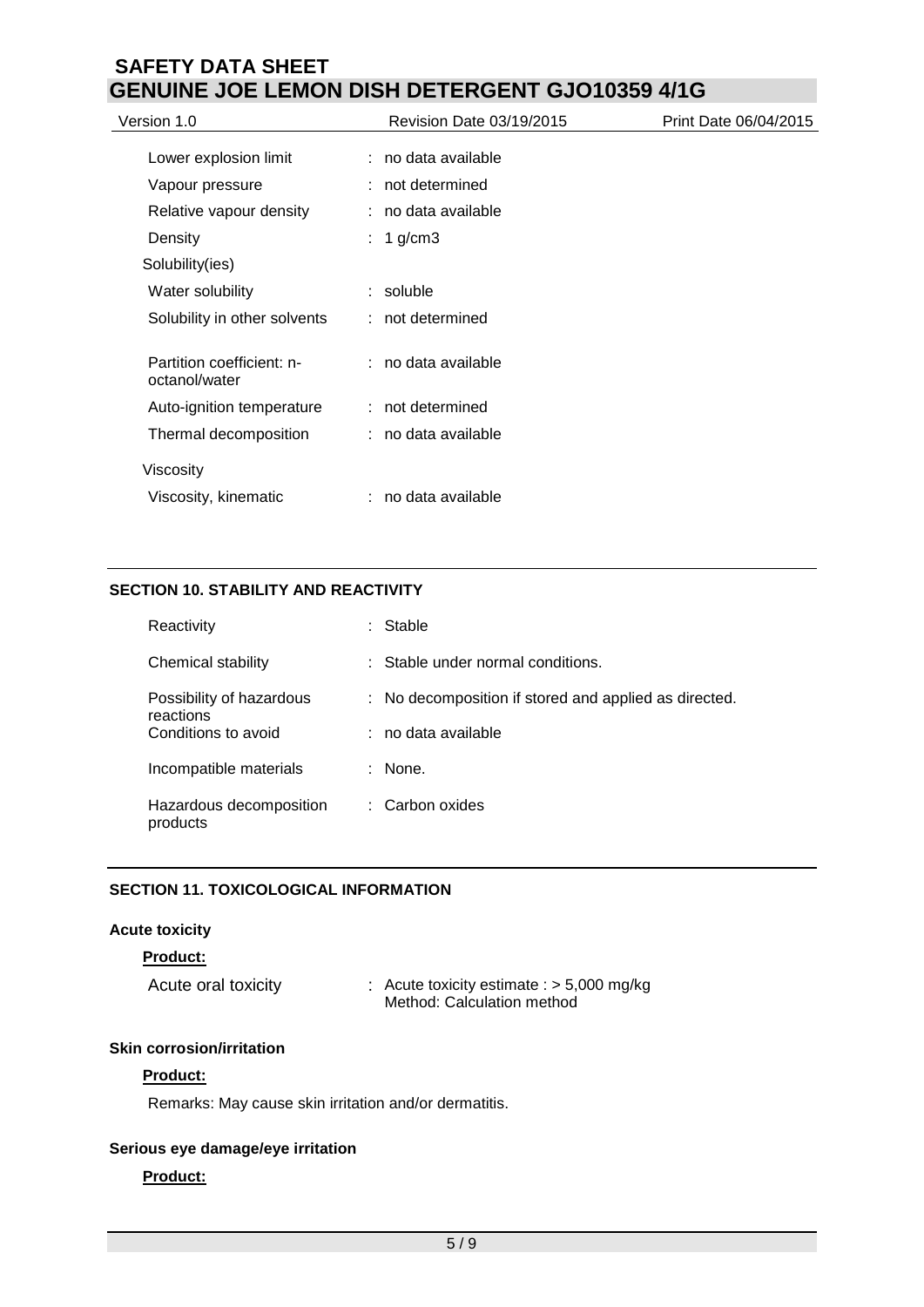| | |
|---|---|
| Lower explosion limit | : no data available |
| Vapour pressure | : not determined |
| Relative vapour density | : no data available |
| Density | : 1 g/cm3 |
| Solubility(ies) | |
| Water solubility | : soluble |
| Solubility in other solvents | : not determined |
| Partition coefficient: n-octanol/water | : no data available |
| Auto-ignition temperature | : not determined |
| Thermal decomposition | : no data available |
| Viscosity | |
| Viscosity, kinematic | : no data available |

## SECTION 10. STABILITY AND REACTIVITY

| | |
|---|---|
| Reactivity | : Stable |
| Chemical stability | : Stable under normal conditions. |
| Possibility of hazardous reactions | : No decomposition if stored and applied as directed. |
| Conditions to avoid | : no data available |
| Incompatible materials | : None. |
| Hazardous decomposition products | : Carbon oxides |

## SECTION 11. TOXICOLOGICAL INFORMATION

### Acute toxicity

**Product:**

Acute oral toxicity : Acute toxicity estimate : > 5,000 mg/kg
Method: Calculation method

### Skin corrosion/irritation

**Product:**

Remarks: May cause skin irritation and/or dermatitis.

### Serious eye damage/eye irritation

**Product:**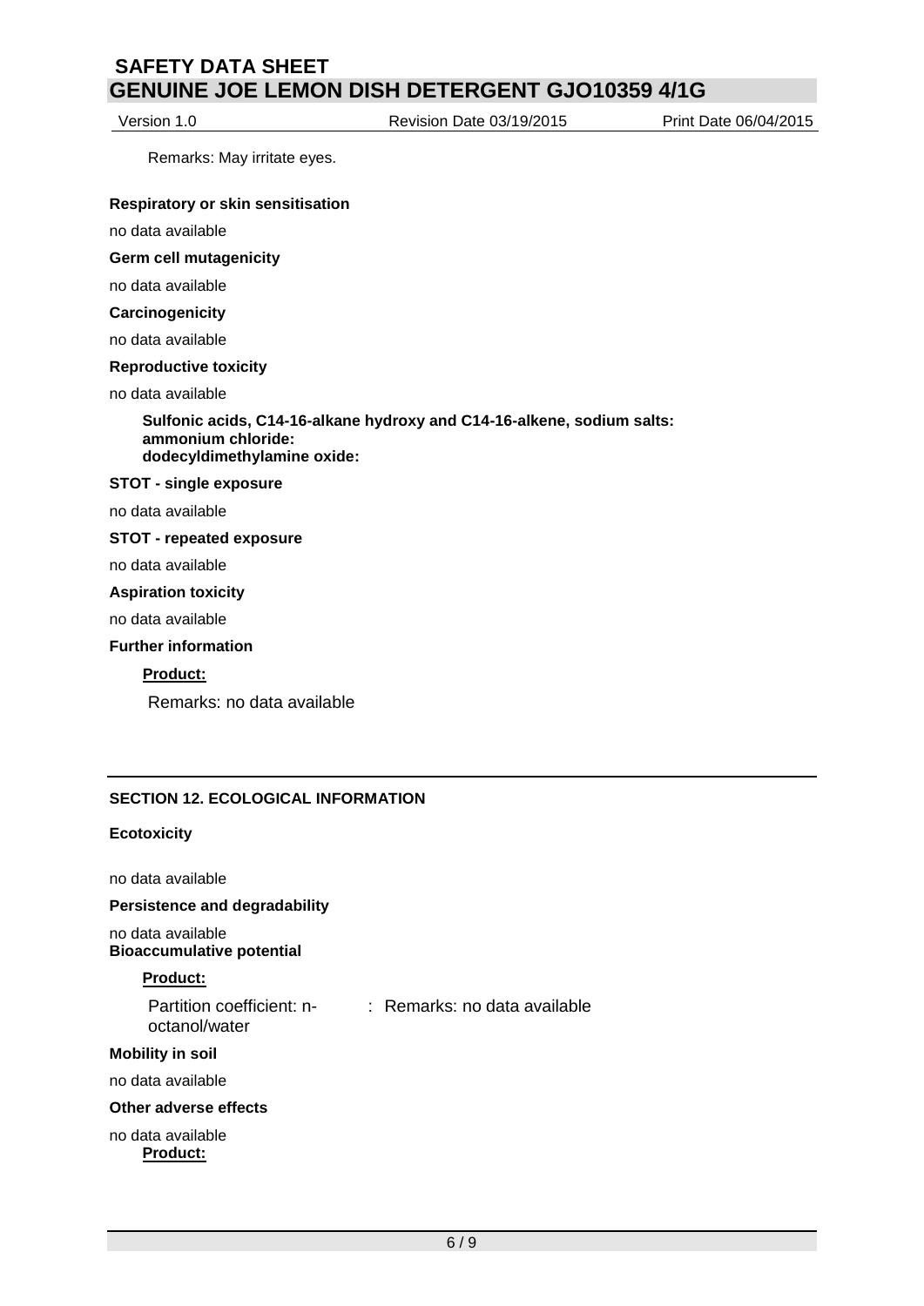Remarks: May irritate eyes.

**Respiratory or skin sensitisation**

no data available

**Germ cell mutagenicity**

no data available

**Carcinogenicity**

no data available

**Reproductive toxicity**

no data available

**Sulfonic acids, C14-16-alkane hydroxy and C14-16-alkene, sodium salts:**
**ammonium chloride:**
**dodecyldimethylamine oxide:**

**STOT - single exposure**

no data available

**STOT - repeated exposure**

no data available

**Aspiration toxicity**

no data available

**Further information**

**Product:**

Remarks: no data available

## SECTION 12. ECOLOGICAL INFORMATION

**Ecotoxicity**

no data available

**Persistence and degradability**

no data available

**Bioaccumulative potential**

**Product:**

Partition coefficient: n-octanol/water : Remarks: no data available

**Mobility in soil**

no data available

**Other adverse effects**

no data available

**Product:**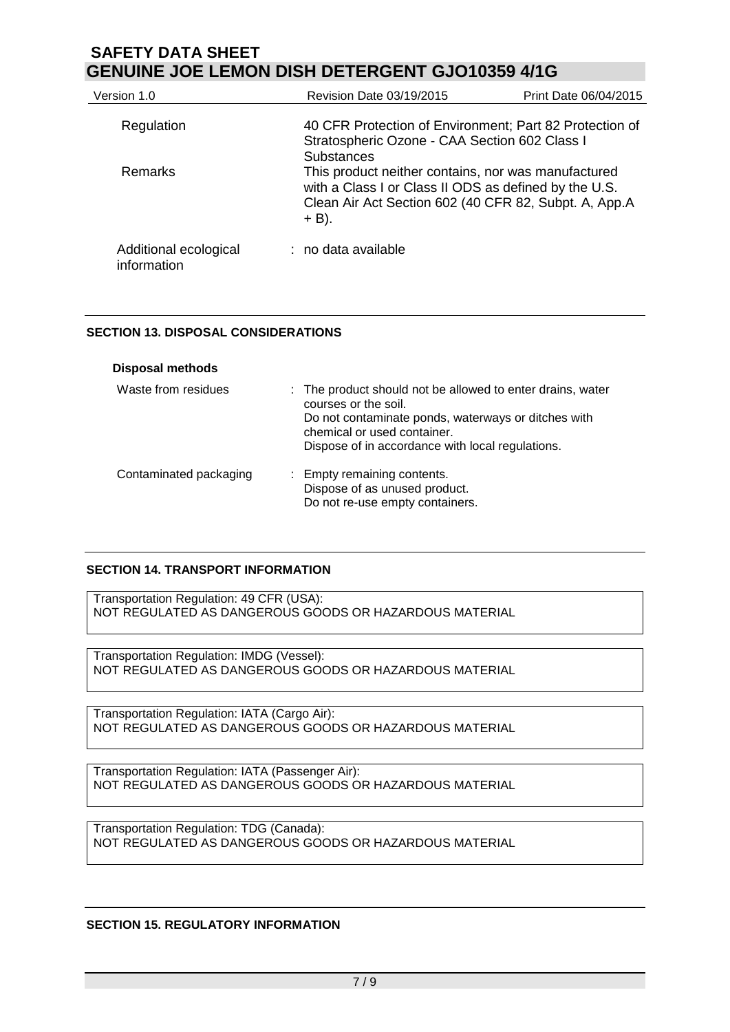| | |
|---|---|
| Regulation | 40 CFR Protection of Environment; Part 82 Protection of Stratospheric Ozone - CAA Section 602 Class I Substances |
| Remarks | This product neither contains, nor was manufactured with a Class I or Class II ODS as defined by the U.S. Clean Air Act Section 602 (40 CFR 82, Subpt. A, App.A + B). |

Additional ecological information : no data available

## SECTION 13. DISPOSAL CONSIDERATIONS

**Disposal methods**

| | |
|---|---|
| Waste from residues | : The product should not be allowed to enter drains, water courses or the soil.<br>Do not contaminate ponds, waterways or ditches with chemical or used container.<br>Dispose of in accordance with local regulations. |
| Contaminated packaging | : Empty remaining contents.<br>Dispose of as unused product.<br>Do not re-use empty containers. |

## SECTION 14. TRANSPORT INFORMATION

Transportation Regulation: 49 CFR (USA):
NOT REGULATED AS DANGEROUS GOODS OR HAZARDOUS MATERIAL

Transportation Regulation: IMDG (Vessel):
NOT REGULATED AS DANGEROUS GOODS OR HAZARDOUS MATERIAL

Transportation Regulation: IATA (Cargo Air):
NOT REGULATED AS DANGEROUS GOODS OR HAZARDOUS MATERIAL

Transportation Regulation: IATA (Passenger Air):
NOT REGULATED AS DANGEROUS GOODS OR HAZARDOUS MATERIAL

Transportation Regulation: TDG (Canada):
NOT REGULATED AS DANGEROUS GOODS OR HAZARDOUS MATERIAL

## SECTION 15. REGULATORY INFORMATION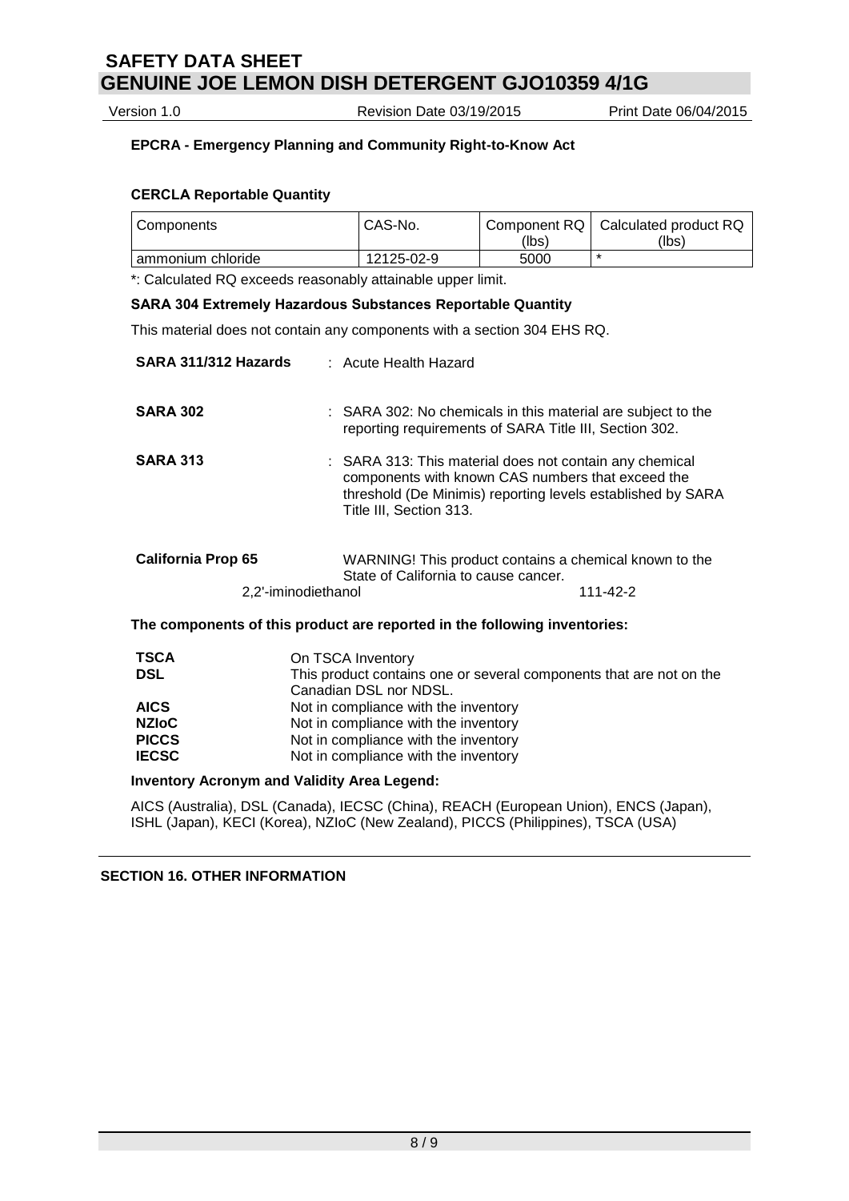**EPCRA - Emergency Planning and Community Right-to-Know Act**

**CERCLA Reportable Quantity**

| Components | CAS-No. | Component RQ (lbs) | Calculated product RQ (lbs) |
|---|---|---|---|
| ammonium chloride | 12125-02-9 | 5000 | * |

*: Calculated RQ exceeds reasonably attainable upper limit.

**SARA 304 Extremely Hazardous Substances Reportable Quantity**

This material does not contain any components with a section 304 EHS RQ.

**SARA 311/312 Hazards** : Acute Health Hazard

**SARA 302** : SARA 302: No chemicals in this material are subject to the reporting requirements of SARA Title III, Section 302.

**SARA 313** : SARA 313: This material does not contain any chemical components with known CAS numbers that exceed the threshold (De Minimis) reporting levels established by SARA Title III, Section 313.

**California Prop 65** WARNING! This product contains a chemical known to the State of California to cause cancer.

2,2'-iminodiethanol 111-42-2

**The components of this product are reported in the following inventories:**

| | |
|---|---|
| **TSCA** | On TSCA Inventory |
| **DSL** | This product contains one or several components that are not on the Canadian DSL nor NDSL. |
| **AICS** | Not in compliance with the inventory |
| **NZIoC** | Not in compliance with the inventory |
| **PICCS** | Not in compliance with the inventory |
| **IECSC** | Not in compliance with the inventory |

**Inventory Acronym and Validity Area Legend:**

AICS (Australia), DSL (Canada), IECSC (China), REACH (European Union), ENCS (Japan), ISHL (Japan), KECI (Korea), NZIoC (New Zealand), PICCS (Philippines), TSCA (USA)

## SECTION 16. OTHER INFORMATION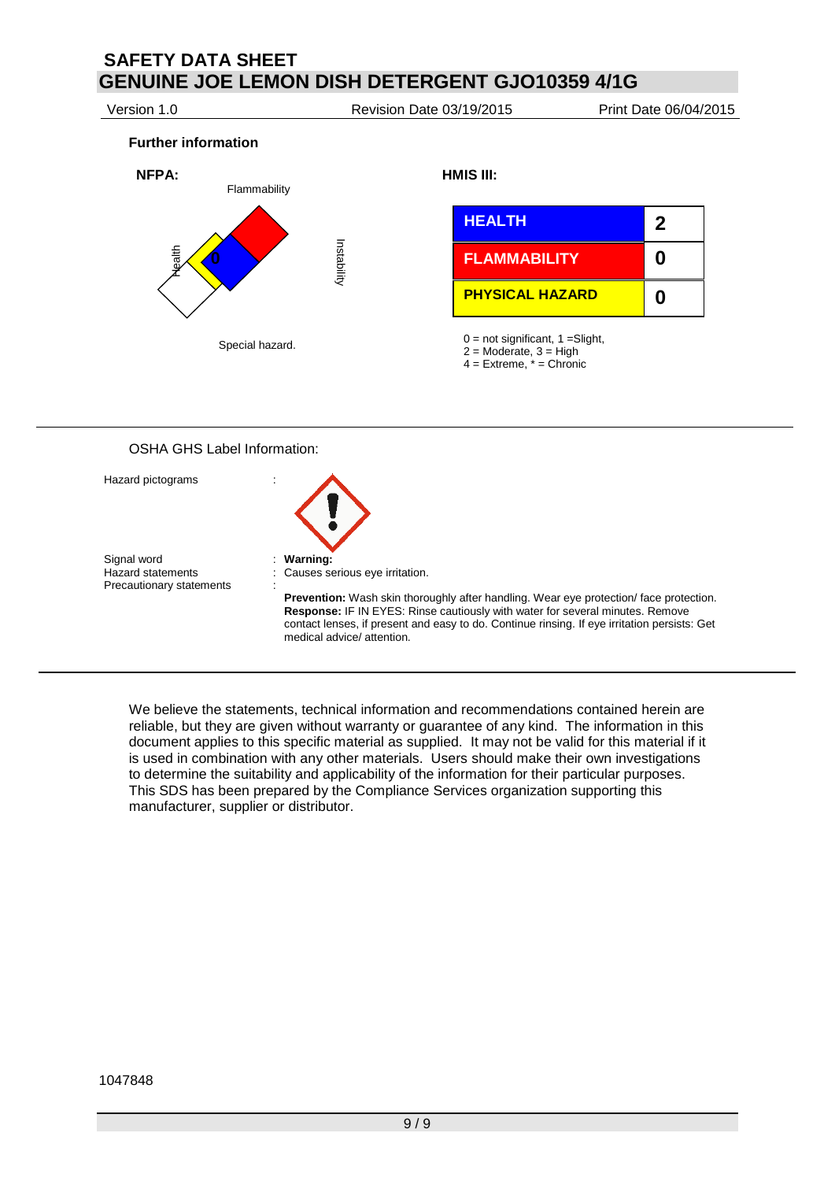## Further information

**NFPA:**

Flammability

Health

0

Instability

Special hazard.

**HMIS III:**

| | |
|---|---|
| **HEALTH** | **2** |
| **FLAMMABILITY** | **0** |
| **PHYSICAL HAZARD** | **0** |

0 = not significant, 1 =Slight,
2 = Moderate, 3 = High
4 = Extreme, * = Chronic

OSHA GHS Label Information:

Hazard pictograms :

Signal word : **Warning:**

Hazard statements : Causes serious eye irritation.

Precautionary statements :

**Prevention:** Wash skin thoroughly after handling. Wear eye protection/ face protection.
**Response:** IF IN EYES: Rinse cautiously with water for several minutes. Remove contact lenses, if present and easy to do. Continue rinsing. If eye irritation persists: Get medical advice/ attention.

We believe the statements, technical information and recommendations contained herein are reliable, but they are given without warranty or guarantee of any kind. The information in this document applies to this specific material as supplied. It may not be valid for this material if it is used in combination with any other materials. Users should make their own investigations to determine the suitability and applicability of the information for their particular purposes. This SDS has been prepared by the Compliance Services organization supporting this manufacturer, supplier or distributor.

1047848